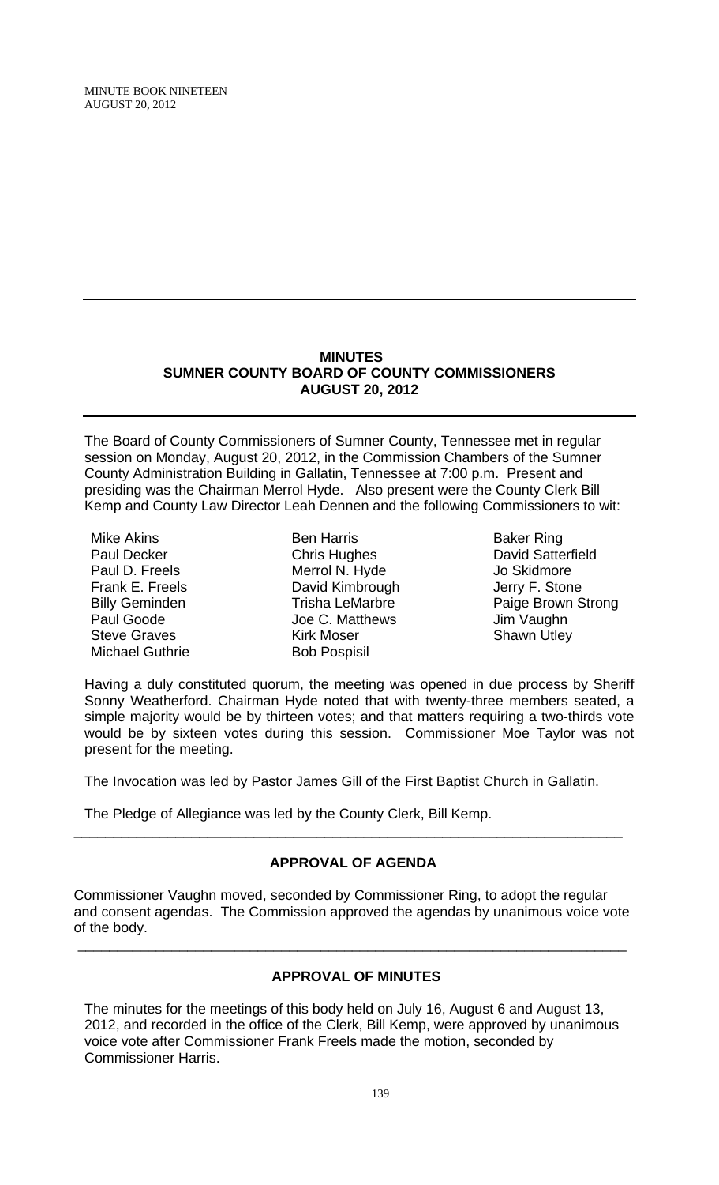MINUTE BOOK NINETEEN
AUGUST 20, 2012

# MINUTES
## SUMNER COUNTY BOARD OF COUNTY COMMISSIONERS
## AUGUST 20, 2012

The Board of County Commissioners of Sumner County, Tennessee met in regular session on Monday, August 20, 2012, in the Commission Chambers of the Sumner County Administration Building in Gallatin, Tennessee at 7:00 p.m. Present and presiding was the Chairman Merrol Hyde. Also present were the County Clerk Bill Kemp and County Law Director Leah Dennen and the following Commissioners to wit:

| | | |
|---|---|---|
| Mike Akins | Ben Harris | Baker Ring |
| Paul Decker | Chris Hughes | David Satterfield |
| Paul D. Freels | Merrol N. Hyde | Jo Skidmore |
| Frank E. Freels | David Kimbrough | Jerry F. Stone |
| Billy Geminden | Trisha LeMarbre | Paige Brown Strong |
| Paul Goode | Joe C. Matthews | Jim Vaughn |
| Steve Graves | Kirk Moser | Shawn Utley |
| Michael Guthrie | Bob Pospisil | |

Having a duly constituted quorum, the meeting was opened in due process by Sheriff Sonny Weatherford. Chairman Hyde noted that with twenty-three members seated, a simple majority would be by thirteen votes; and that matters requiring a two-thirds vote would be by sixteen votes during this session. Commissioner Moe Taylor was not present for the meeting.

The Invocation was led by Pastor James Gill of the First Baptist Church in Gallatin.

The Pledge of Allegiance was led by the County Clerk, Bill Kemp.

## APPROVAL OF AGENDA

Commissioner Vaughn moved, seconded by Commissioner Ring, to adopt the regular and consent agendas. The Commission approved the agendas by unanimous voice vote of the body.

## APPROVAL OF MINUTES

The minutes for the meetings of this body held on July 16, August 6 and August 13, 2012, and recorded in the office of the Clerk, Bill Kemp, were approved by unanimous voice vote after Commissioner Frank Freels made the motion, seconded by Commissioner Harris.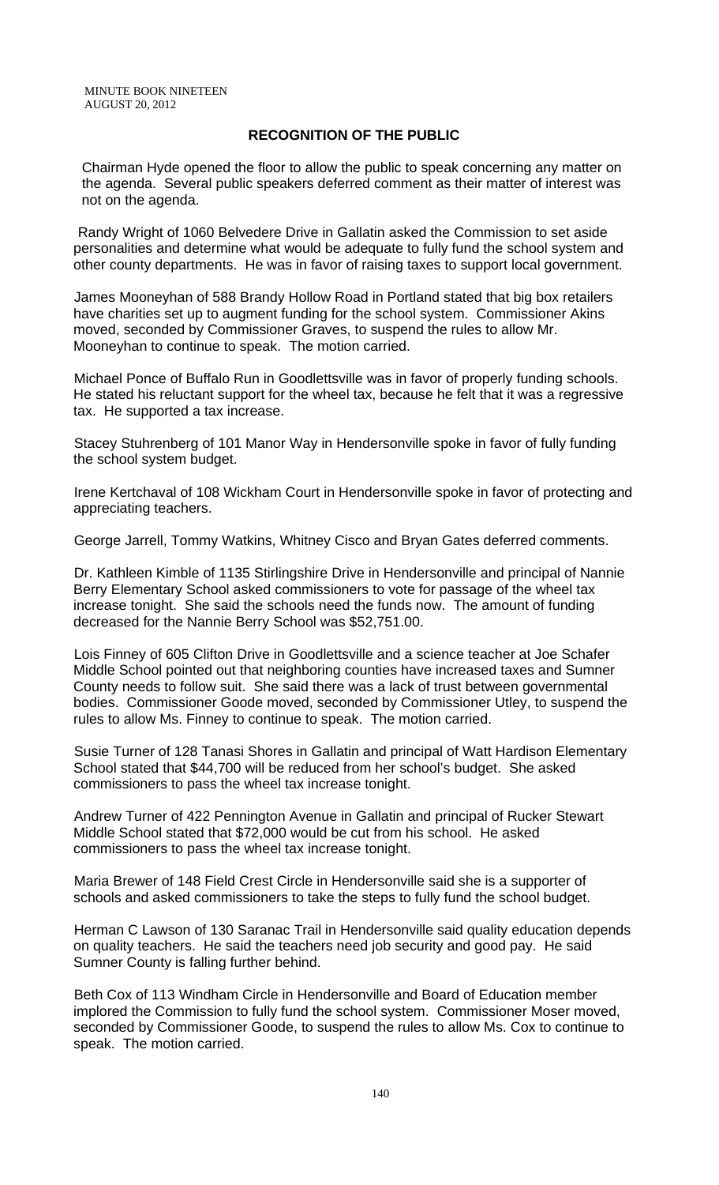## RECOGNITION OF THE PUBLIC

Chairman Hyde opened the floor to allow the public to speak concerning any matter on the agenda. Several public speakers deferred comment as their matter of interest was not on the agenda.

Randy Wright of 1060 Belvedere Drive in Gallatin asked the Commission to set aside personalities and determine what would be adequate to fully fund the school system and other county departments. He was in favor of raising taxes to support local government.

James Mooneyhan of 588 Brandy Hollow Road in Portland stated that big box retailers have charities set up to augment funding for the school system. Commissioner Akins moved, seconded by Commissioner Graves, to suspend the rules to allow Mr. Mooneyhan to continue to speak. The motion carried.

Michael Ponce of Buffalo Run in Goodlettsville was in favor of properly funding schools. He stated his reluctant support for the wheel tax, because he felt that it was a regressive tax. He supported a tax increase.

Stacey Stuhrenberg of 101 Manor Way in Hendersonville spoke in favor of fully funding the school system budget.

Irene Kertchaval of 108 Wickham Court in Hendersonville spoke in favor of protecting and appreciating teachers.

George Jarrell, Tommy Watkins, Whitney Cisco and Bryan Gates deferred comments.

Dr. Kathleen Kimble of 1135 Stirlingshire Drive in Hendersonville and principal of Nannie Berry Elementary School asked commissioners to vote for passage of the wheel tax increase tonight. She said the schools need the funds now. The amount of funding decreased for the Nannie Berry School was $52,751.00.

Lois Finney of 605 Clifton Drive in Goodlettsville and a science teacher at Joe Schafer Middle School pointed out that neighboring counties have increased taxes and Sumner County needs to follow suit. She said there was a lack of trust between governmental bodies. Commissioner Goode moved, seconded by Commissioner Utley, to suspend the rules to allow Ms. Finney to continue to speak. The motion carried.

Susie Turner of 128 Tanasi Shores in Gallatin and principal of Watt Hardison Elementary School stated that $44,700 will be reduced from her school's budget. She asked commissioners to pass the wheel tax increase tonight.

Andrew Turner of 422 Pennington Avenue in Gallatin and principal of Rucker Stewart Middle School stated that $72,000 would be cut from his school. He asked commissioners to pass the wheel tax increase tonight.

Maria Brewer of 148 Field Crest Circle in Hendersonville said she is a supporter of schools and asked commissioners to take the steps to fully fund the school budget.

Herman C Lawson of 130 Saranac Trail in Hendersonville said quality education depends on quality teachers. He said the teachers need job security and good pay. He said Sumner County is falling further behind.

Beth Cox of 113 Windham Circle in Hendersonville and Board of Education member implored the Commission to fully fund the school system. Commissioner Moser moved, seconded by Commissioner Goode, to suspend the rules to allow Ms. Cox to continue to speak. The motion carried.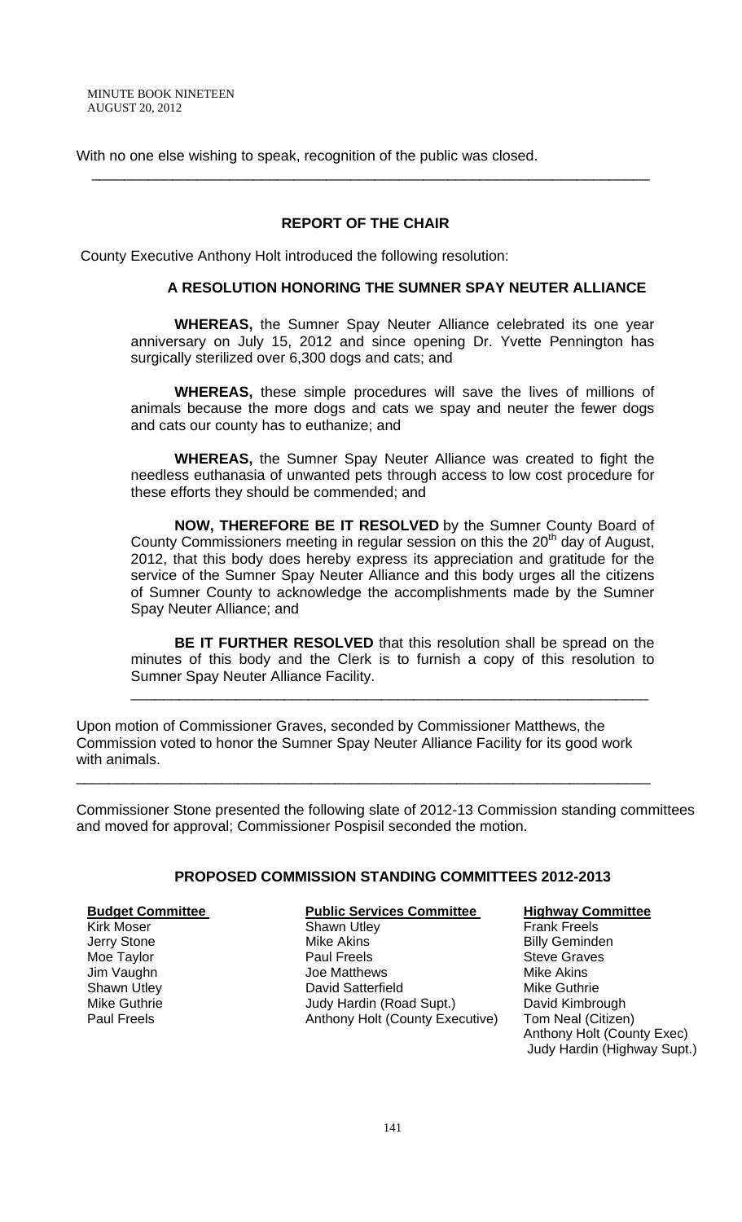With no one else wishing to speak, recognition of the public was closed.

---

## REPORT OF THE CHAIR

County Executive Anthony Holt introduced the following resolution:

### A RESOLUTION HONORING THE SUMNER SPAY NEUTER ALLIANCE

**WHEREAS,** the Sumner Spay Neuter Alliance celebrated its one year anniversary on July 15, 2012 and since opening Dr. Yvette Pennington has surgically sterilized over 6,300 dogs and cats; and

**WHEREAS,** these simple procedures will save the lives of millions of animals because the more dogs and cats we spay and neuter the fewer dogs and cats our county has to euthanize; and

**WHEREAS,** the Sumner Spay Neuter Alliance was created to fight the needless euthanasia of unwanted pets through access to low cost procedure for these efforts they should be commended; and

**NOW, THEREFORE BE IT RESOLVED** by the Sumner County Board of County Commissioners meeting in regular session on this the 20th day of August, 2012, that this body does hereby express its appreciation and gratitude for the service of the Sumner Spay Neuter Alliance and this body urges all the citizens of Sumner County to acknowledge the accomplishments made by the Sumner Spay Neuter Alliance; and

**BE IT FURTHER RESOLVED** that this resolution shall be spread on the minutes of this body and the Clerk is to furnish a copy of this resolution to Sumner Spay Neuter Alliance Facility.

---

Upon motion of Commissioner Graves, seconded by Commissioner Matthews, the Commission voted to honor the Sumner Spay Neuter Alliance Facility for its good work with animals.

---

Commissioner Stone presented the following slate of 2012-13 Commission standing committees and moved for approval; Commissioner Pospisil seconded the motion.

### PROPOSED COMMISSION STANDING COMMITTEES 2012-2013

| **Budget Committee** | **Public Services Committee** | **Highway Committee** |
|---|---|---|
| Kirk Moser | Shawn Utley | Frank Freels |
| Jerry Stone | Mike Akins | Billy Geminden |
| Moe Taylor | Paul Freels | Steve Graves |
| Jim Vaughn | Joe Matthews | Mike Akins |
| Shawn Utley | David Satterfield | Mike Guthrie |
| Mike Guthrie | Judy Hardin (Road Supt.) | David Kimbrough |
| Paul Freels | Anthony Holt (County Executive) | Tom Neal (Citizen) |
| | | Anthony Holt (County Exec) |
| | | Judy Hardin (Highway Supt.) |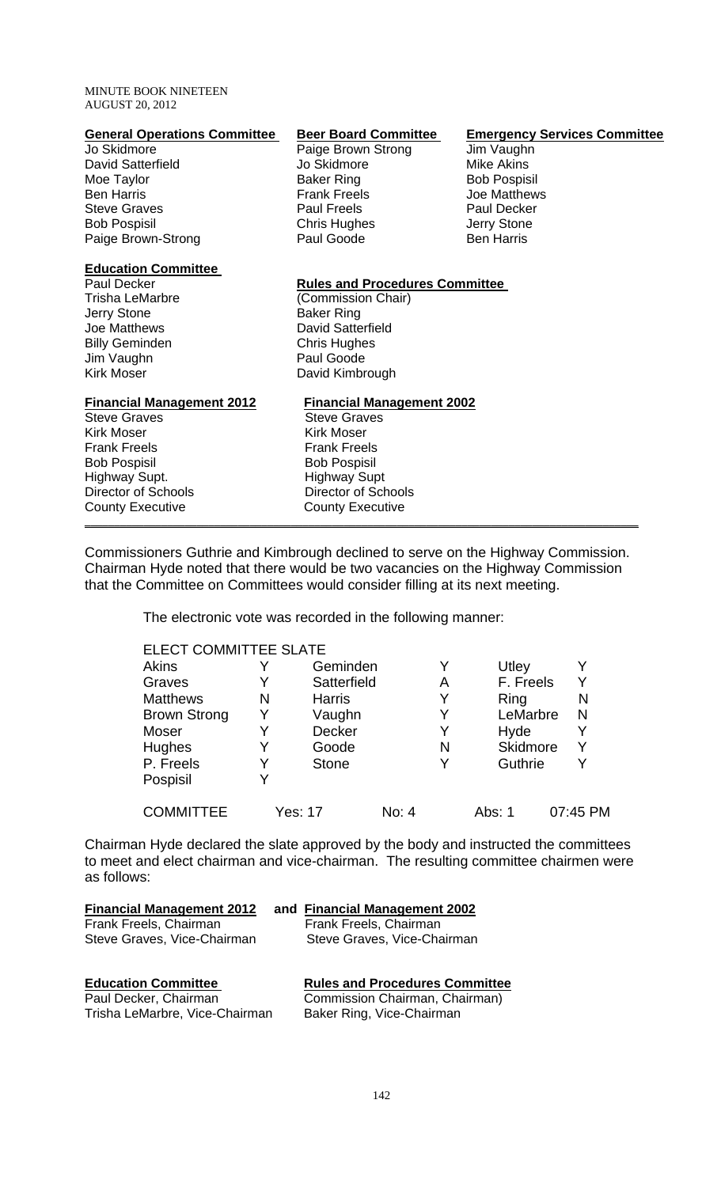MINUTE BOOK NINETEEN
AUGUST 20, 2012

| **General Operations Committee** | **Beer Board Committee** | **Emergency Services Committee** |
|---|---|---|
| Jo Skidmore | Paige Brown Strong | Jim Vaughn |
| David Satterfield | Jo Skidmore | Mike Akins |
| Moe Taylor | Baker Ring | Bob Pospisil |
| Ben Harris | Frank Freels | Joe Matthews |
| Steve Graves | Paul Freels | Paul Decker |
| Bob Pospisil | Chris Hughes | Jerry Stone |
| Paige Brown-Strong | Paul Goode | Ben Harris |

| **Education Committee** | **Rules and Procedures Committee** |
|---|---|
| Paul Decker | (Commission Chair) |
| Trisha LeMarbre | Baker Ring |
| Jerry Stone | David Satterfield |
| Joe Matthews | Chris Hughes |
| Billy Geminden | Paul Goode |
| Jim Vaughn | David Kimbrough |
| Kirk Moser | |

| **Financial Management 2012** | **Financial Management 2002** |
|---|---|
| Steve Graves | Steve Graves |
| Kirk Moser | Kirk Moser |
| Frank Freels | Frank Freels |
| Bob Pospisil | Bob Pospisil |
| Highway Supt. | Highway Supt |
| Director of Schools | Director of Schools |
| County Executive | County Executive |

---

Commissioners Guthrie and Kimbrough declined to serve on the Highway Commission. Chairman Hyde noted that there would be two vacancies on the Highway Commission that the Committee on Committees would consider filling at its next meeting.

The electronic vote was recorded in the following manner:

ELECT COMMITTEE SLATE

| | | | | | |
|---|---|---|---|---|---|
| Akins | Y | Geminden | Y | Utley | Y |
| Graves | Y | Satterfield | A | F. Freels | Y |
| Matthews | N | Harris | Y | Ring | N |
| Brown Strong | Y | Vaughn | Y | LeMarbre | N |
| Moser | Y | Decker | Y | Hyde | Y |
| Hughes | Y | Goode | N | Skidmore | Y |
| P. Freels | Y | Stone | Y | Guthrie | Y |
| Pospisil | Y | | | | |

COMMITTEE Yes: 17 No: 4 Abs: 1 07:45 PM

Chairman Hyde declared the slate approved by the body and instructed the committees to meet and elect chairman and vice-chairman. The resulting committee chairmen were as follows:

| **Financial Management 2012** and | **Financial Management 2002** |
|---|---|
| Frank Freels, Chairman | Frank Freels, Chairman |
| Steve Graves, Vice-Chairman | Steve Graves, Vice-Chairman |

| **Education Committee** | **Rules and Procedures Committee** |
|---|---|
| Paul Decker, Chairman | Commission Chairman, Chairman) |
| Trisha LeMarbre, Vice-Chairman | Baker Ring, Vice-Chairman |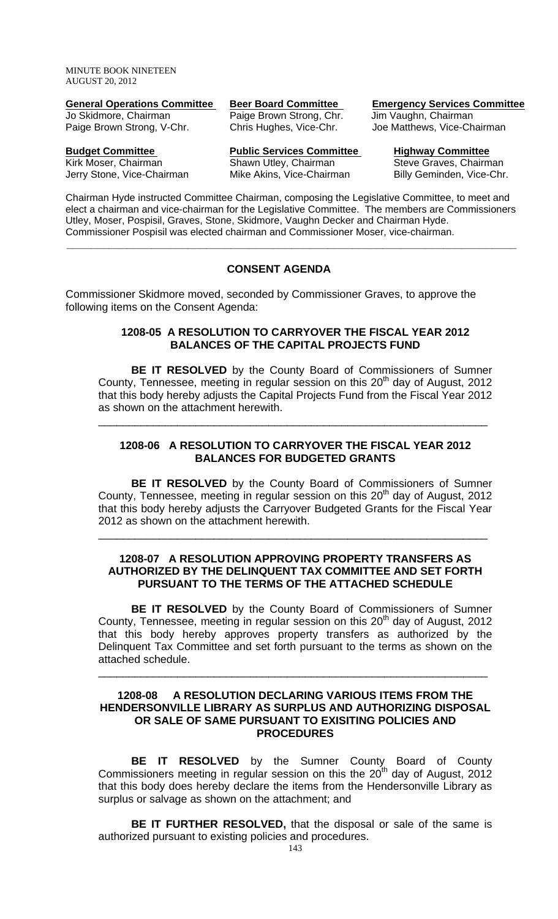| **General Operations Committee** | **Beer Board Committee** | **Emergency Services Committee** |
|---|---|---|
| Jo Skidmore, Chairman | Paige Brown Strong, Chr. | Jim Vaughn, Chairman |
| Paige Brown Strong, V-Chr. | Chris Hughes, Vice-Chr. | Joe Matthews, Vice-Chairman |
| **Budget Committee** | **Public Services Committee** | **Highway Committee** |
| Kirk Moser, Chairman | Shawn Utley, Chairman | Steve Graves, Chairman |
| Jerry Stone, Vice-Chairman | Mike Akins, Vice-Chairman | Billy Geminden, Vice-Chr. |

Chairman Hyde instructed Committee Chairman, composing the Legislative Committee, to meet and elect a chairman and vice-chairman for the Legislative Committee. The members are Commissioners Utley, Moser, Pospisil, Graves, Stone, Skidmore, Vaughn Decker and Chairman Hyde. Commissioner Pospisil was elected chairman and Commissioner Moser, vice-chairman.

---

## CONSENT AGENDA

Commissioner Skidmore moved, seconded by Commissioner Graves, to approve the following items on the Consent Agenda:

### 1208-05 A RESOLUTION TO CARRYOVER THE FISCAL YEAR 2012 BALANCES OF THE CAPITAL PROJECTS FUND

**BE IT RESOLVED** by the County Board of Commissioners of Sumner County, Tennessee, meeting in regular session on this 20th day of August, 2012 that this body hereby adjusts the Capital Projects Fund from the Fiscal Year 2012 as shown on the attachment herewith.

---

### 1208-06 A RESOLUTION TO CARRYOVER THE FISCAL YEAR 2012 BALANCES FOR BUDGETED GRANTS

**BE IT RESOLVED** by the County Board of Commissioners of Sumner County, Tennessee, meeting in regular session on this 20th day of August, 2012 that this body hereby adjusts the Carryover Budgeted Grants for the Fiscal Year 2012 as shown on the attachment herewith.

---

### 1208-07 A RESOLUTION APPROVING PROPERTY TRANSFERS AS AUTHORIZED BY THE DELINQUENT TAX COMMITTEE AND SET FORTH PURSUANT TO THE TERMS OF THE ATTACHED SCHEDULE

**BE IT RESOLVED** by the County Board of Commissioners of Sumner County, Tennessee, meeting in regular session on this 20th day of August, 2012 that this body hereby approves property transfers as authorized by the Delinquent Tax Committee and set forth pursuant to the terms as shown on the attached schedule.

---

### 1208-08 A RESOLUTION DECLARING VARIOUS ITEMS FROM THE HENDERSONVILLE LIBRARY AS SURPLUS AND AUTHORIZING DISPOSAL OR SALE OF SAME PURSUANT TO EXISITING POLICIES AND PROCEDURES

**BE IT RESOLVED** by the Sumner County Board of County Commissioners meeting in regular session on this the 20th day of August, 2012 that this body does hereby declare the items from the Hendersonville Library as surplus or salvage as shown on the attachment; and

**BE IT FURTHER RESOLVED,** that the disposal or sale of the same is authorized pursuant to existing policies and procedures.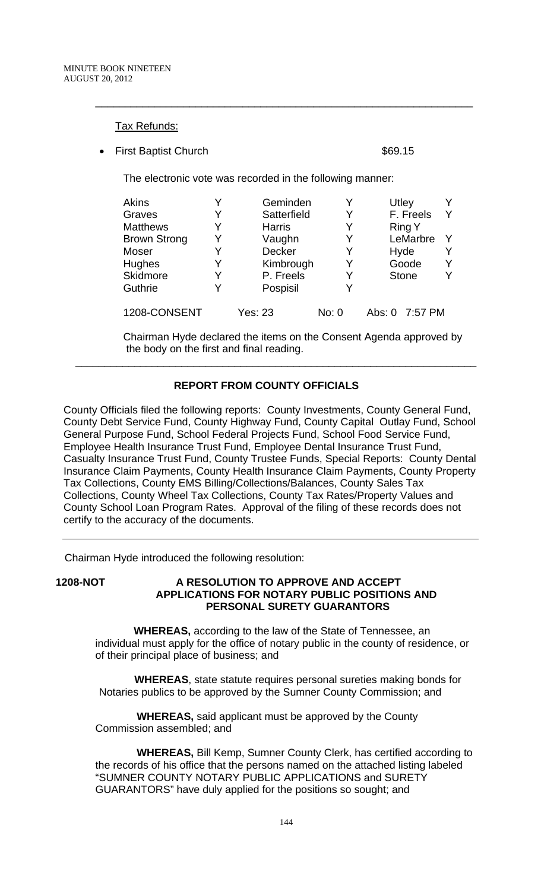Tax Refunds:

- First Baptist Church $69.15

The electronic vote was recorded in the following manner:

| | | | | | |
|---|---|---|---|---|---|
| Akins | Y | Geminden | Y | Utley | Y |
| Graves | Y | Satterfield | Y | F. Freels | Y |
| Matthews | Y | Harris | Y | Ring | Y |
| Brown Strong | Y | Vaughn | Y | LeMarbre | Y |
| Moser | Y | Decker | Y | Hyde | Y |
| Hughes | Y | Kimbrough | Y | Goode | Y |
| Skidmore | Y | P. Freels | Y | Stone | Y |
| Guthrie | Y | Pospisil | Y | | |

1208-CONSENT Yes: 23 No: 0 Abs: 0 7:57 PM

Chairman Hyde declared the items on the Consent Agenda approved by the body on the first and final reading.

---

## REPORT FROM COUNTY OFFICIALS

County Officials filed the following reports: County Investments, County General Fund, County Debt Service Fund, County Highway Fund, County Capital Outlay Fund, School General Purpose Fund, School Federal Projects Fund, School Food Service Fund, Employee Health Insurance Trust Fund, Employee Dental Insurance Trust Fund, Casualty Insurance Trust Fund, County Trustee Funds, Special Reports: County Dental Insurance Claim Payments, County Health Insurance Claim Payments, County Property Tax Collections, County EMS Billing/Collections/Balances, County Sales Tax Collections, County Wheel Tax Collections, County Tax Rates/Property Values and County School Loan Program Rates. Approval of the filing of these records does not certify to the accuracy of the documents.

---

Chairman Hyde introduced the following resolution:

**1208-NOT A RESOLUTION TO APPROVE AND ACCEPT APPLICATIONS FOR NOTARY PUBLIC POSITIONS AND PERSONAL SURETY GUARANTORS**

**WHEREAS,** according to the law of the State of Tennessee, an individual must apply for the office of notary public in the county of residence, or of their principal place of business; and

**WHEREAS**, state statute requires personal sureties making bonds for Notaries publics to be approved by the Sumner County Commission; and

**WHEREAS,** said applicant must be approved by the County Commission assembled; and

**WHEREAS,** Bill Kemp, Sumner County Clerk, has certified according to the records of his office that the persons named on the attached listing labeled "SUMNER COUNTY NOTARY PUBLIC APPLICATIONS and SURETY GUARANTORS" have duly applied for the positions so sought; and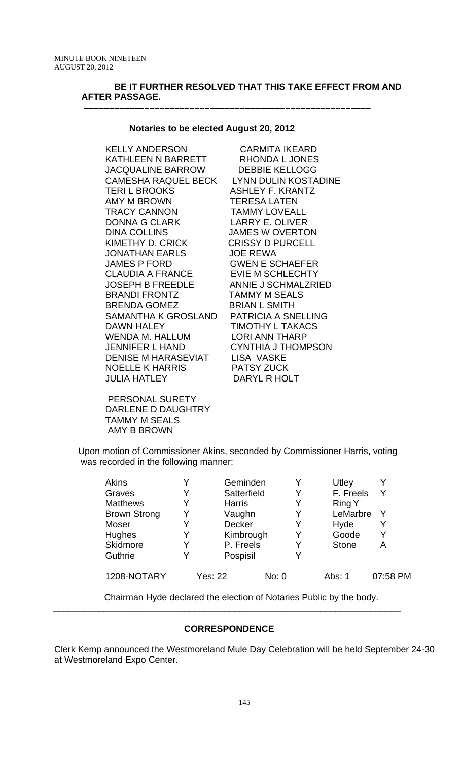**BE IT FURTHER RESOLVED THAT THIS TAKE EFFECT FROM AND AFTER PASSAGE.**

---

**Notaries to be elected August 20, 2012**

| | |
|---|---|
| KELLY ANDERSON | CARMITA IKEARD |
| KATHLEEN N BARRETT | RHONDA L JONES |
| JACQUALINE BARROW | DEBBIE KELLOGG |
| CAMESHA RAQUEL BECK | LYNN DULIN KOSTADINE |
| TERI L BROOKS | ASHLEY F. KRANTZ |
| AMY M BROWN | TERESA LATEN |
| TRACY CANNON | TAMMY LOVEALL |
| DONNA G CLARK | LARRY E. OLIVER |
| DINA COLLINS | JAMES W OVERTON |
| KIMETHY D. CRICK | CRISSY D PURCELL |
| JONATHAN EARLS | JOE REWA |
| JAMES P FORD | GWEN E SCHAEFER |
| CLAUDIA A FRANCE | EVIE M SCHLECHTY |
| JOSEPH B FREEDLE | ANNIE J SCHMALZRIED |
| BRANDI FRONTZ | TAMMY M SEALS |
| BRENDA GOMEZ | BRIAN L SMITH |
| SAMANTHA K GROSLAND | PATRICIA A SNELLING |
| DAWN HALEY | TIMOTHY L TAKACS |
| WENDA M. HALLUM | LORI ANN THARP |
| JENNIFER L HAND | CYNTHIA J THOMPSON |
| DENISE M HARASEVIAT | LISA VASKE |
| NOELLE K HARRIS | PATSY ZUCK |
| JULIA HATLEY | DARYL R HOLT |

PERSONAL SURETY
DARLENE D DAUGHTRY
TAMMY M SEALS
AMY B BROWN

Upon motion of Commissioner Akins, seconded by Commissioner Harris, voting was recorded in the following manner:

| | | | | | |
|---|---|---|---|---|---|
| Akins | Y | Geminden | Y | Utley | Y |
| Graves | Y | Satterfield | Y | F. Freels | Y |
| Matthews | Y | Harris | Y | Ring | Y |
| Brown Strong | Y | Vaughn | Y | LeMarbre | Y |
| Moser | Y | Decker | Y | Hyde | Y |
| Hughes | Y | Kimbrough | Y | Goode | Y |
| Skidmore | Y | P. Freels | Y | Stone | A |
| Guthrie | Y | Pospisil | Y | | |

1208-NOTARY Yes: 22 No: 0 Abs: 1 07:58 PM

Chairman Hyde declared the election of Notaries Public by the body.

---

**CORRESPONDENCE**

Clerk Kemp announced the Westmoreland Mule Day Celebration will be held September 24-30 at Westmoreland Expo Center.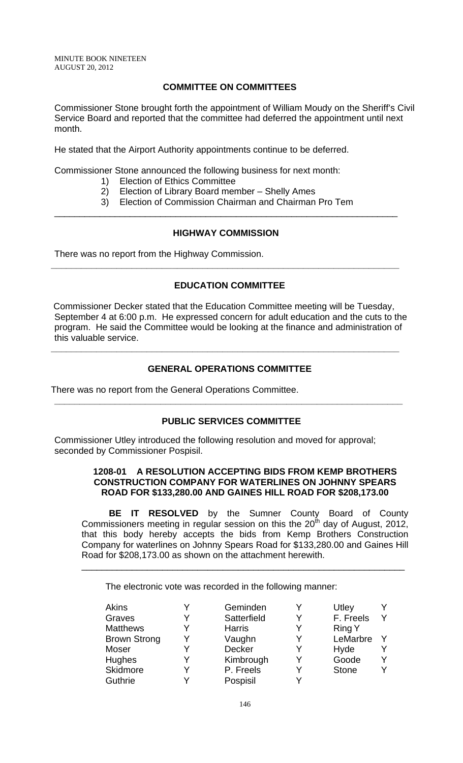## COMMITTEE ON COMMITTEES

Commissioner Stone brought forth the appointment of William Moudy on the Sheriff's Civil Service Board and reported that the committee had deferred the appointment until next month.

He stated that the Airport Authority appointments continue to be deferred.

Commissioner Stone announced the following business for next month:

1) Election of Ethics Committee
2) Election of Library Board member – Shelly Ames
3) Election of Commission Chairman and Chairman Pro Tem

---

## HIGHWAY COMMISSION

There was no report from the Highway Commission.

---

## EDUCATION COMMITTEE

Commissioner Decker stated that the Education Committee meeting will be Tuesday, September 4 at 6:00 p.m. He expressed concern for adult education and the cuts to the program. He said the Committee would be looking at the finance and administration of this valuable service.

---

## GENERAL OPERATIONS COMMITTEE

There was no report from the General Operations Committee.

---

## PUBLIC SERVICES COMMITTEE

Commissioner Utley introduced the following resolution and moved for approval; seconded by Commissioner Pospisil.

**1208-01 A RESOLUTION ACCEPTING BIDS FROM KEMP BROTHERS CONSTRUCTION COMPANY FOR WATERLINES ON JOHNNY SPEARS ROAD FOR $133,280.00 AND GAINES HILL ROAD FOR $208,173.00**

**BE IT RESOLVED** by the Sumner County Board of County Commissioners meeting in regular session on this the 20th day of August, 2012, that this body hereby accepts the bids from Kemp Brothers Construction Company for waterlines on Johnny Spears Road for $133,280.00 and Gaines Hill Road for $208,173.00 as shown on the attachment herewith.

---

The electronic vote was recorded in the following manner:

| | | | | | |
|---|---|---|---|---|---|
| Akins | Y | Geminden | Y | Utley | Y |
| Graves | Y | Satterfield | Y | F. Freels | Y |
| Matthews | Y | Harris | Y | Ring | Y |
| Brown Strong | Y | Vaughn | Y | LeMarbre | Y |
| Moser | Y | Decker | Y | Hyde | Y |
| Hughes | Y | Kimbrough | Y | Goode | Y |
| Skidmore | Y | P. Freels | Y | Stone | Y |
| Guthrie | Y | Pospisil | Y | | |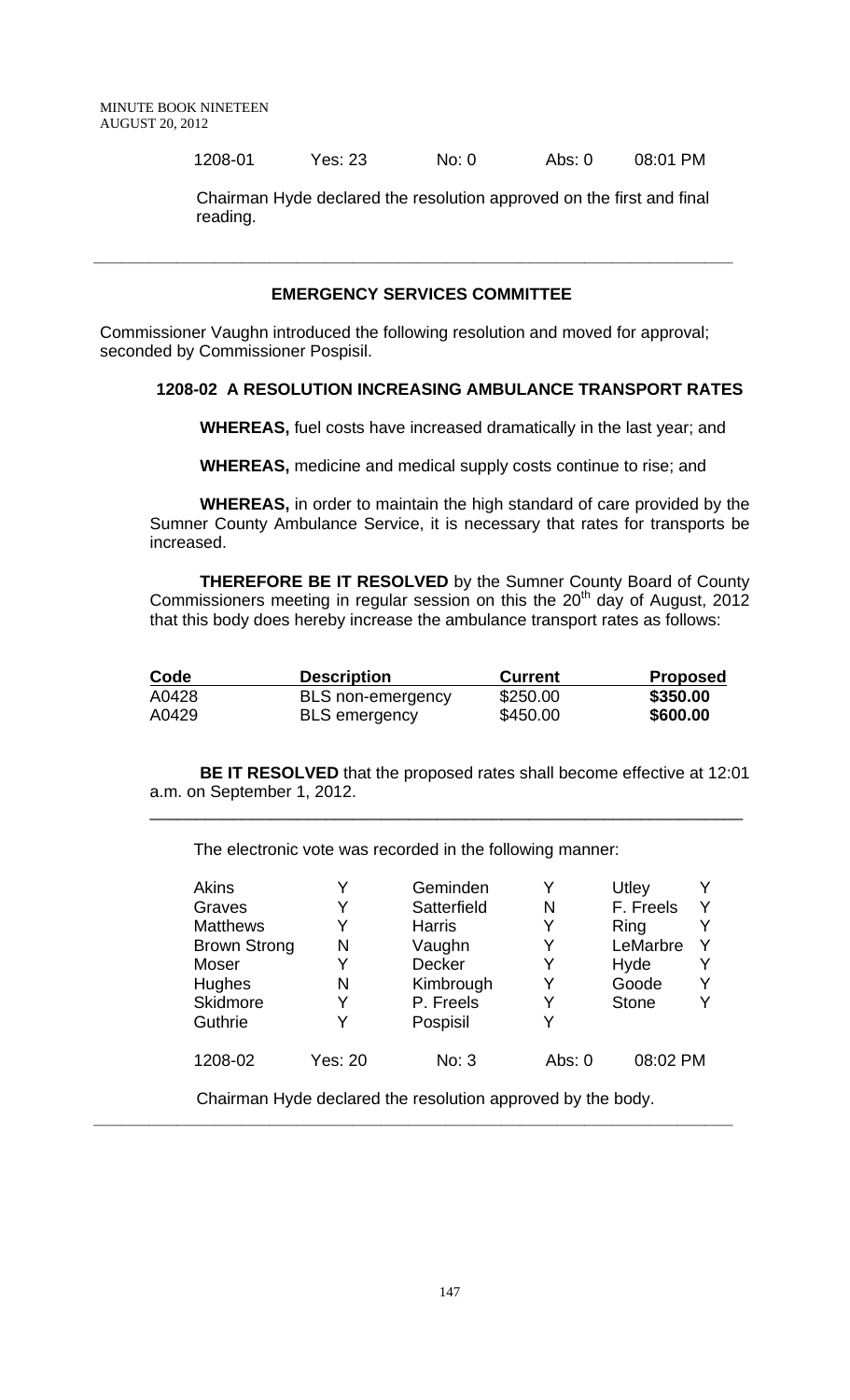| 1208-01 | Yes: 23 | No: 0 | Abs: 0 | 08:01 PM |
|---|---|---|---|---|

Chairman Hyde declared the resolution approved on the first and final reading.

---

## EMERGENCY SERVICES COMMITTEE

Commissioner Vaughn introduced the following resolution and moved for approval; seconded by Commissioner Pospisil.

### 1208-02 A RESOLUTION INCREASING AMBULANCE TRANSPORT RATES

**WHEREAS,** fuel costs have increased dramatically in the last year; and

**WHEREAS,** medicine and medical supply costs continue to rise; and

**WHEREAS,** in order to maintain the high standard of care provided by the Sumner County Ambulance Service, it is necessary that rates for transports be increased.

**THEREFORE BE IT RESOLVED** by the Sumner County Board of County Commissioners meeting in regular session on this the 20th day of August, 2012 that this body does hereby increase the ambulance transport rates as follows:

| Code | Description | Current | Proposed |
|---|---|---|---|
| A0428 | BLS non-emergency | $250.00 | **$350.00** |
| A0429 | BLS emergency | $450.00 | **$600.00** |

**BE IT RESOLVED** that the proposed rates shall become effective at 12:01 a.m. on September 1, 2012.

---

The electronic vote was recorded in the following manner:

| | | | | | |
|---|---|---|---|---|---|
| Akins | Y | Geminden | Y | Utley | Y |
| Graves | Y | Satterfield | N | F. Freels | Y |
| Matthews | Y | Harris | Y | Ring | Y |
| Brown Strong | N | Vaughn | Y | LeMarbre | Y |
| Moser | Y | Decker | Y | Hyde | Y |
| Hughes | N | Kimbrough | Y | Goode | Y |
| Skidmore | Y | P. Freels | Y | Stone | Y |
| Guthrie | Y | Pospisil | Y | | |

| 1208-02 | Yes: 20 | No: 3 | Abs: 0 | 08:02 PM |
|---|---|---|---|---|

Chairman Hyde declared the resolution approved by the body.

---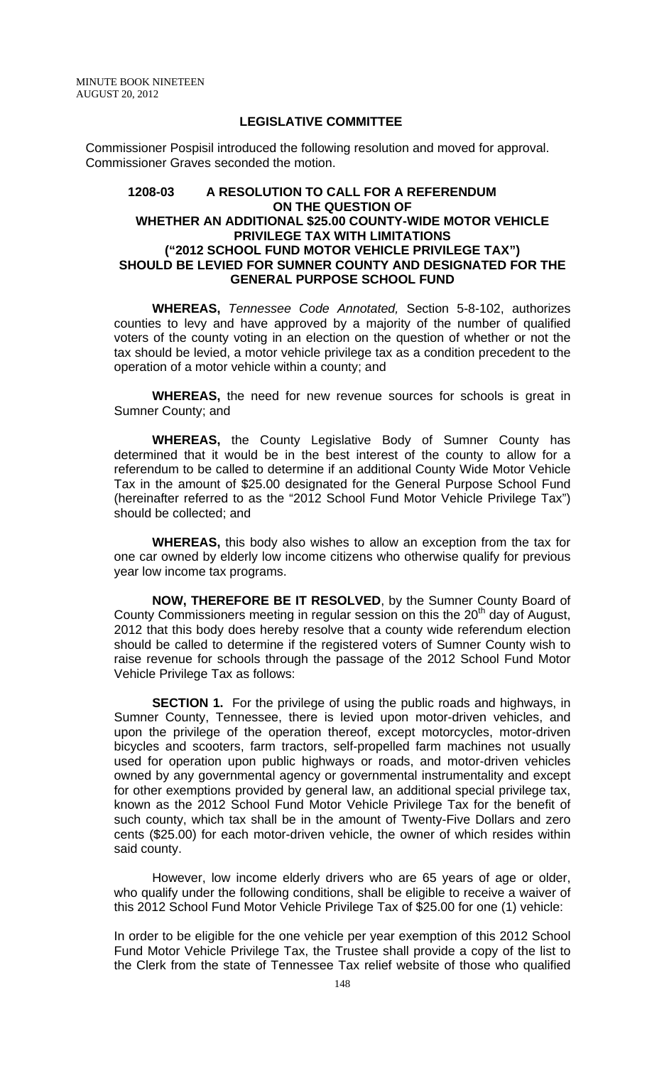## LEGISLATIVE COMMITTEE

Commissioner Pospisil introduced the following resolution and moved for approval. Commissioner Graves seconded the motion.

### 1208-03 A RESOLUTION TO CALL FOR A REFERENDUM ON THE QUESTION OF WHETHER AN ADDITIONAL $25.00 COUNTY-WIDE MOTOR VEHICLE PRIVILEGE TAX WITH LIMITATIONS ("2012 SCHOOL FUND MOTOR VEHICLE PRIVILEGE TAX") SHOULD BE LEVIED FOR SUMNER COUNTY AND DESIGNATED FOR THE GENERAL PURPOSE SCHOOL FUND

**WHEREAS,** *Tennessee Code Annotated,* Section 5-8-102, authorizes counties to levy and have approved by a majority of the number of qualified voters of the county voting in an election on the question of whether or not the tax should be levied, a motor vehicle privilege tax as a condition precedent to the operation of a motor vehicle within a county; and

**WHEREAS,** the need for new revenue sources for schools is great in Sumner County; and

**WHEREAS,** the County Legislative Body of Sumner County has determined that it would be in the best interest of the county to allow for a referendum to be called to determine if an additional County Wide Motor Vehicle Tax in the amount of $25.00 designated for the General Purpose School Fund (hereinafter referred to as the "2012 School Fund Motor Vehicle Privilege Tax") should be collected; and

**WHEREAS,** this body also wishes to allow an exception from the tax for one car owned by elderly low income citizens who otherwise qualify for previous year low income tax programs.

**NOW, THEREFORE BE IT RESOLVED**, by the Sumner County Board of County Commissioners meeting in regular session on this the 20th day of August, 2012 that this body does hereby resolve that a county wide referendum election should be called to determine if the registered voters of Sumner County wish to raise revenue for schools through the passage of the 2012 School Fund Motor Vehicle Privilege Tax as follows:

**SECTION 1.** For the privilege of using the public roads and highways, in Sumner County, Tennessee, there is levied upon motor-driven vehicles, and upon the privilege of the operation thereof, except motorcycles, motor-driven bicycles and scooters, farm tractors, self-propelled farm machines not usually used for operation upon public highways or roads, and motor-driven vehicles owned by any governmental agency or governmental instrumentality and except for other exemptions provided by general law, an additional special privilege tax, known as the 2012 School Fund Motor Vehicle Privilege Tax for the benefit of such county, which tax shall be in the amount of Twenty-Five Dollars and zero cents ($25.00) for each motor-driven vehicle, the owner of which resides within said county.

However, low income elderly drivers who are 65 years of age or older, who qualify under the following conditions, shall be eligible to receive a waiver of this 2012 School Fund Motor Vehicle Privilege Tax of $25.00 for one (1) vehicle:

In order to be eligible for the one vehicle per year exemption of this 2012 School Fund Motor Vehicle Privilege Tax, the Trustee shall provide a copy of the list to the Clerk from the state of Tennessee Tax relief website of those who qualified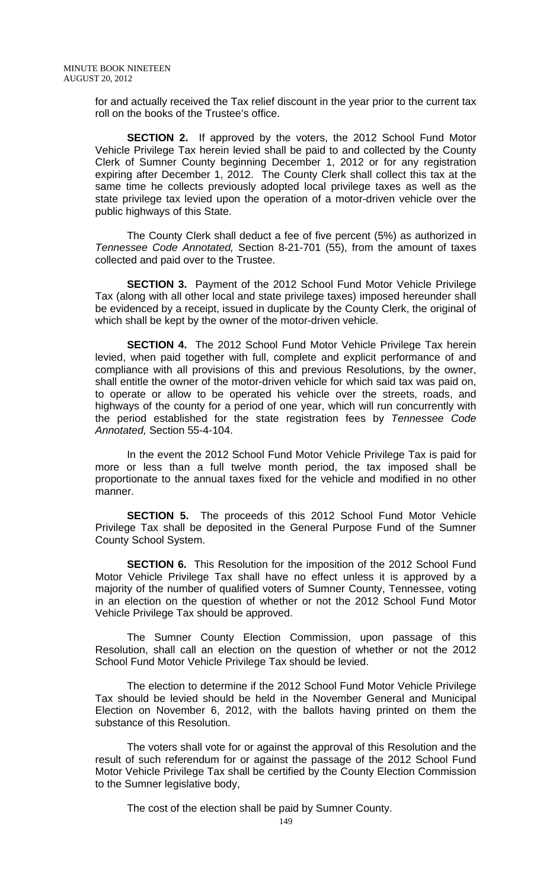for and actually received the Tax relief discount in the year prior to the current tax roll on the books of the Trustee's office.

**SECTION 2.** If approved by the voters, the 2012 School Fund Motor Vehicle Privilege Tax herein levied shall be paid to and collected by the County Clerk of Sumner County beginning December 1, 2012 or for any registration expiring after December 1, 2012. The County Clerk shall collect this tax at the same time he collects previously adopted local privilege taxes as well as the state privilege tax levied upon the operation of a motor-driven vehicle over the public highways of this State.

The County Clerk shall deduct a fee of five percent (5%) as authorized in *Tennessee Code Annotated,* Section 8-21-701 (55), from the amount of taxes collected and paid over to the Trustee.

**SECTION 3.** Payment of the 2012 School Fund Motor Vehicle Privilege Tax (along with all other local and state privilege taxes) imposed hereunder shall be evidenced by a receipt, issued in duplicate by the County Clerk, the original of which shall be kept by the owner of the motor-driven vehicle.

**SECTION 4.** The 2012 School Fund Motor Vehicle Privilege Tax herein levied, when paid together with full, complete and explicit performance of and compliance with all provisions of this and previous Resolutions, by the owner, shall entitle the owner of the motor-driven vehicle for which said tax was paid on, to operate or allow to be operated his vehicle over the streets, roads, and highways of the county for a period of one year, which will run concurrently with the period established for the state registration fees by *Tennessee Code Annotated,* Section 55-4-104.

In the event the 2012 School Fund Motor Vehicle Privilege Tax is paid for more or less than a full twelve month period, the tax imposed shall be proportionate to the annual taxes fixed for the vehicle and modified in no other manner.

**SECTION 5.** The proceeds of this 2012 School Fund Motor Vehicle Privilege Tax shall be deposited in the General Purpose Fund of the Sumner County School System.

**SECTION 6.** This Resolution for the imposition of the 2012 School Fund Motor Vehicle Privilege Tax shall have no effect unless it is approved by a majority of the number of qualified voters of Sumner County, Tennessee, voting in an election on the question of whether or not the 2012 School Fund Motor Vehicle Privilege Tax should be approved.

The Sumner County Election Commission, upon passage of this Resolution, shall call an election on the question of whether or not the 2012 School Fund Motor Vehicle Privilege Tax should be levied.

The election to determine if the 2012 School Fund Motor Vehicle Privilege Tax should be levied should be held in the November General and Municipal Election on November 6, 2012, with the ballots having printed on them the substance of this Resolution.

The voters shall vote for or against the approval of this Resolution and the result of such referendum for or against the passage of the 2012 School Fund Motor Vehicle Privilege Tax shall be certified by the County Election Commission to the Sumner legislative body,

The cost of the election shall be paid by Sumner County.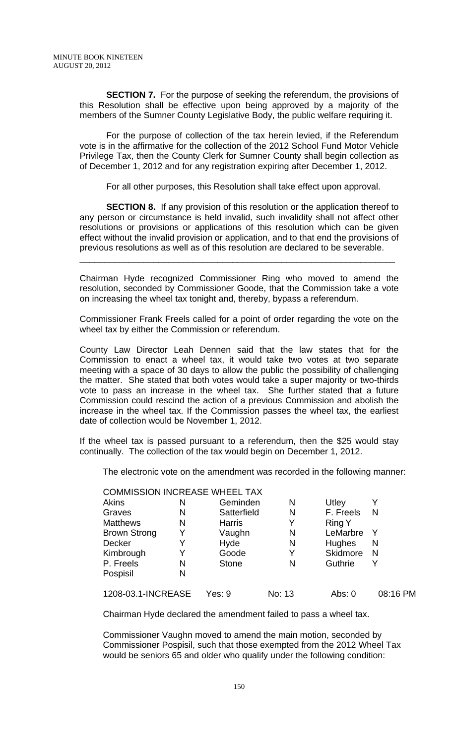**SECTION 7.** For the purpose of seeking the referendum, the provisions of this Resolution shall be effective upon being approved by a majority of the members of the Sumner County Legislative Body, the public welfare requiring it.

For the purpose of collection of the tax herein levied, if the Referendum vote is in the affirmative for the collection of the 2012 School Fund Motor Vehicle Privilege Tax, then the County Clerk for Sumner County shall begin collection as of December 1, 2012 and for any registration expiring after December 1, 2012.

For all other purposes, this Resolution shall take effect upon approval.

**SECTION 8.** If any provision of this resolution or the application thereof to any person or circumstance is held invalid, such invalidity shall not affect other resolutions or provisions or applications of this resolution which can be given effect without the invalid provision or application, and to that end the provisions of previous resolutions as well as of this resolution are declared to be severable.

---

Chairman Hyde recognized Commissioner Ring who moved to amend the resolution, seconded by Commissioner Goode, that the Commission take a vote on increasing the wheel tax tonight and, thereby, bypass a referendum.

Commissioner Frank Freels called for a point of order regarding the vote on the wheel tax by either the Commission or referendum.

County Law Director Leah Dennen said that the law states that for the Commission to enact a wheel tax, it would take two votes at two separate meeting with a space of 30 days to allow the public the possibility of challenging the matter. She stated that both votes would take a super majority or two-thirds vote to pass an increase in the wheel tax. She further stated that a future Commission could rescind the action of a previous Commission and abolish the increase in the wheel tax. If the Commission passes the wheel tax, the earliest date of collection would be November 1, 2012.

If the wheel tax is passed pursuant to a referendum, then the $25 would stay continually. The collection of the tax would begin on December 1, 2012.

The electronic vote on the amendment was recorded in the following manner:

COMMISSION INCREASE WHEEL TAX

| | | | | | |
|---|---|---|---|---|---|
| Akins | N | Geminden | N | Utley | Y |
| Graves | N | Satterfield | N | F. Freels | N |
| Matthews | N | Harris | Y | Ring | Y |
| Brown Strong | Y | Vaughn | N | LeMarbre | Y |
| Decker | Y | Hyde | N | Hughes | N |
| Kimbrough | Y | Goode | Y | Skidmore | N |
| P. Freels | N | Stone | N | Guthrie | Y |
| Pospisil | N | | | | |

1208-03.1-INCREASE Yes: 9 No: 13 Abs: 0 08:16 PM

Chairman Hyde declared the amendment failed to pass a wheel tax.

Commissioner Vaughn moved to amend the main motion, seconded by Commissioner Pospisil, such that those exempted from the 2012 Wheel Tax would be seniors 65 and older who qualify under the following condition: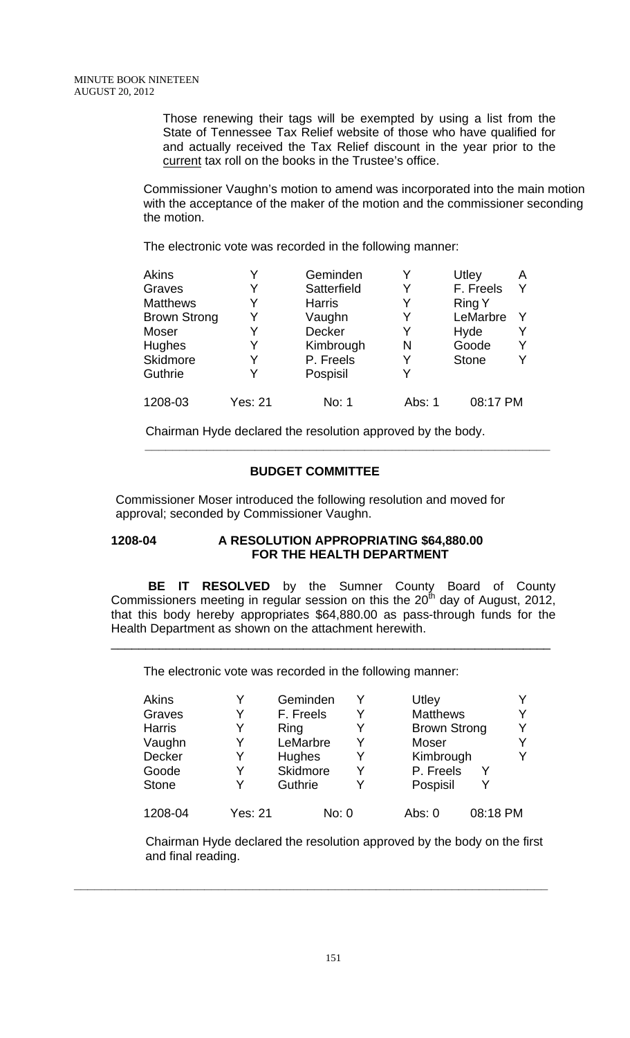Those renewing their tags will be exempted by using a list from the State of Tennessee Tax Relief website of those who have qualified for and actually received the Tax Relief discount in the year prior to the current tax roll on the books in the Trustee's office.

Commissioner Vaughn's motion to amend was incorporated into the main motion with the acceptance of the maker of the motion and the commissioner seconding the motion.

The electronic vote was recorded in the following manner:

| | | | | | |
|---|---|---|---|---|---|
| Akins | Y | Geminden | Y | Utley | A |
| Graves | Y | Satterfield | Y | F. Freels | Y |
| Matthews | Y | Harris | Y | Ring | Y |
| Brown Strong | Y | Vaughn | Y | LeMarbre | Y |
| Moser | Y | Decker | Y | Hyde | Y |
| Hughes | Y | Kimbrough | N | Goode | Y |
| Skidmore | Y | P. Freels | Y | Stone | Y |
| Guthrie | Y | Pospisil | Y | | |
| 1208-03 | Yes: 21 | No: 1 | Abs: 1 | 08:17 PM | |

Chairman Hyde declared the resolution approved by the body.

---

**BUDGET COMMITTEE**

Commissioner Moser introduced the following resolution and moved for approval; seconded by Commissioner Vaughn.

**1208-04 A RESOLUTION APPROPRIATING $64,880.00 FOR THE HEALTH DEPARTMENT**

**BE IT RESOLVED** by the Sumner County Board of County Commissioners meeting in regular session on this the 20th day of August, 2012, that this body hereby appropriates $64,880.00 as pass-through funds for the Health Department as shown on the attachment herewith.

---

The electronic vote was recorded in the following manner:

| | | | | | |
|---|---|---|---|---|---|
| Akins | Y | Geminden | Y | Utley | Y |
| Graves | Y | F. Freels | Y | Matthews | Y |
| Harris | Y | Ring | Y | Brown Strong | Y |
| Vaughn | Y | LeMarbre | Y | Moser | Y |
| Decker | Y | Hughes | Y | Kimbrough | Y |
| Goode | Y | Skidmore | Y | P. Freels | Y |
| Stone | Y | Guthrie | Y | Pospisil | Y |
| 1208-04 | Yes: 21 | No: 0 | | Abs: 0 | 08:18 PM |

Chairman Hyde declared the resolution approved by the body on the first and final reading.

---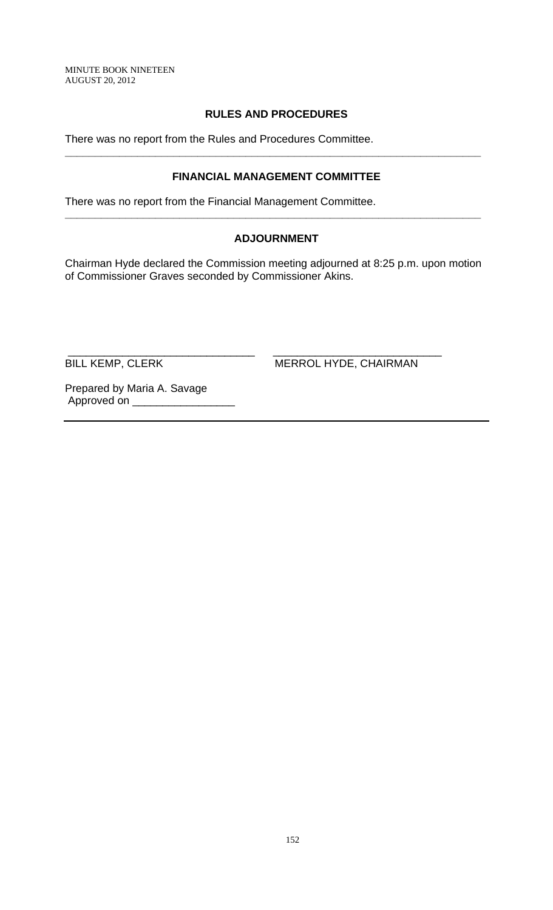## RULES AND PROCEDURES

There was no report from the Rules and Procedures Committee.

---

## FINANCIAL MANAGEMENT COMMITTEE

There was no report from the Financial Management Committee.

---

## ADJOURNMENT

Chairman Hyde declared the Commission meeting adjourned at 8:25 p.m. upon motion of Commissioner Graves seconded by Commissioner Akins.

| | |
|---|---|
| ______________________________ | ___________________________ |
| BILL KEMP, CLERK | MERROL HYDE, CHAIRMAN |

Prepared by Maria A. Savage
Approved on ________________